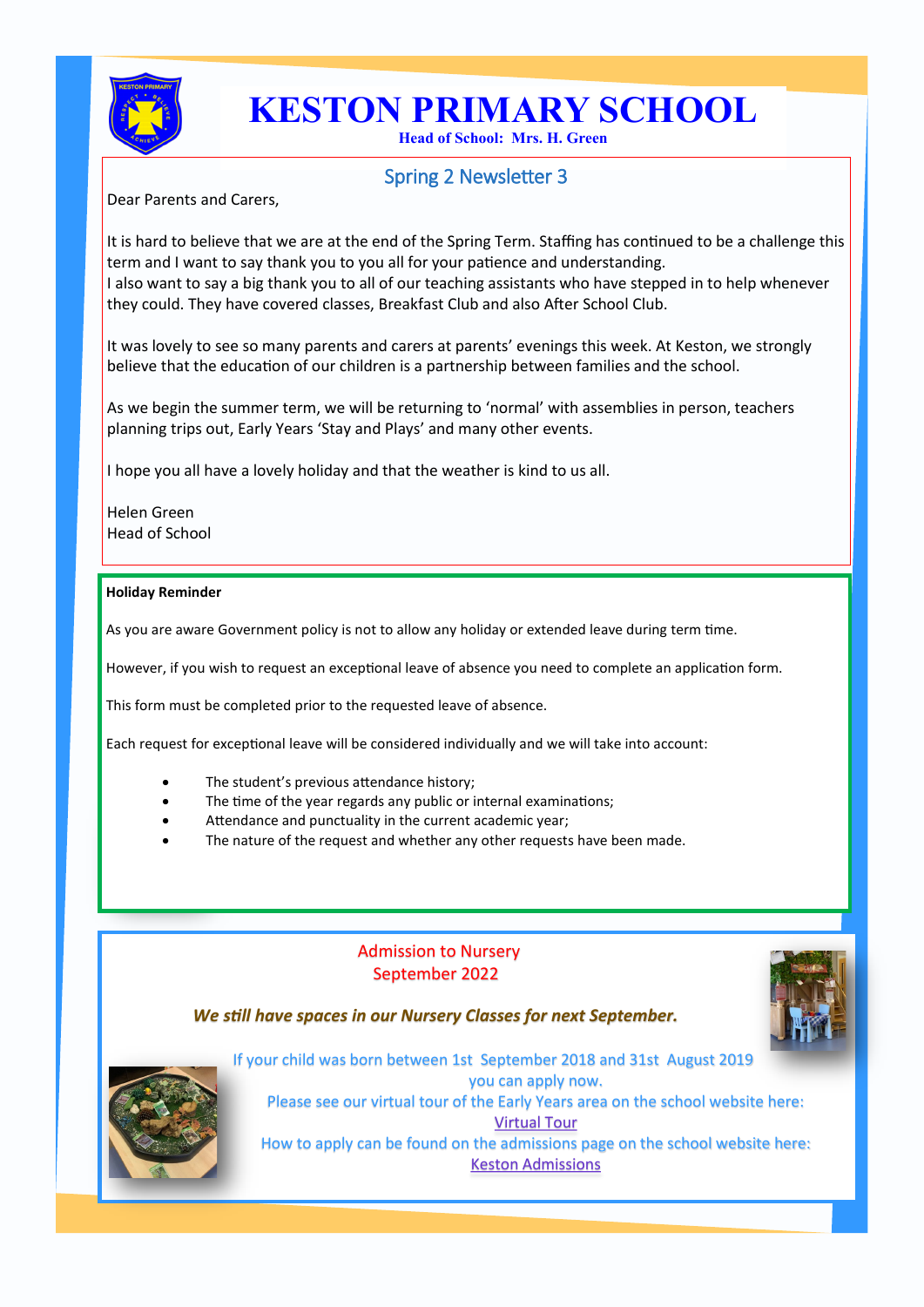# KESTON PRIMARY SCHOOL

**Head of School: Mrs. H. Green**

## Spring 2 Newsletter 3

Dear Parents and Carers,

It is hard to believe that we are at the end of the Spring Term. Staffing has continued to be a challenge this term and I want to say thank you to you all for your patience and understanding.
I also want to say a big thank you to all of our teaching assistants who have stepped in to help whenever they could. They have covered classes, Breakfast Club and also After School Club.

It was lovely to see so many parents and carers at parents' evenings this week. At Keston, we strongly believe that the education of our children is a partnership between families and the school.

As we begin the summer term, we will be returning to 'normal' with assemblies in person, teachers planning trips out, Early Years 'Stay and Plays' and many other events.

I hope you all have a lovely holiday and that the weather is kind to us all.

Helen Green
Head of School

**Holiday Reminder**

As you are aware Government policy is not to allow any holiday or extended leave during term time.

However, if you wish to request an exceptional leave of absence you need to complete an application form.

This form must be completed prior to the requested leave of absence.

Each request for exceptional leave will be considered individually and we will take into account:

- The student's previous attendance history;
- The time of the year regards any public or internal examinations;
- Attendance and punctuality in the current academic year;
- The nature of the request and whether any other requests have been made.

## Admission to Nursery September 2022

***We still have spaces in our Nursery Classes for next September.***

If your child was born between 1st September 2018 and 31st August 2019 you can apply now.

Please see our virtual tour of the Early Years area on the school website here: Virtual Tour

How to apply can be found on the admissions page on the school website here: Keston Admissions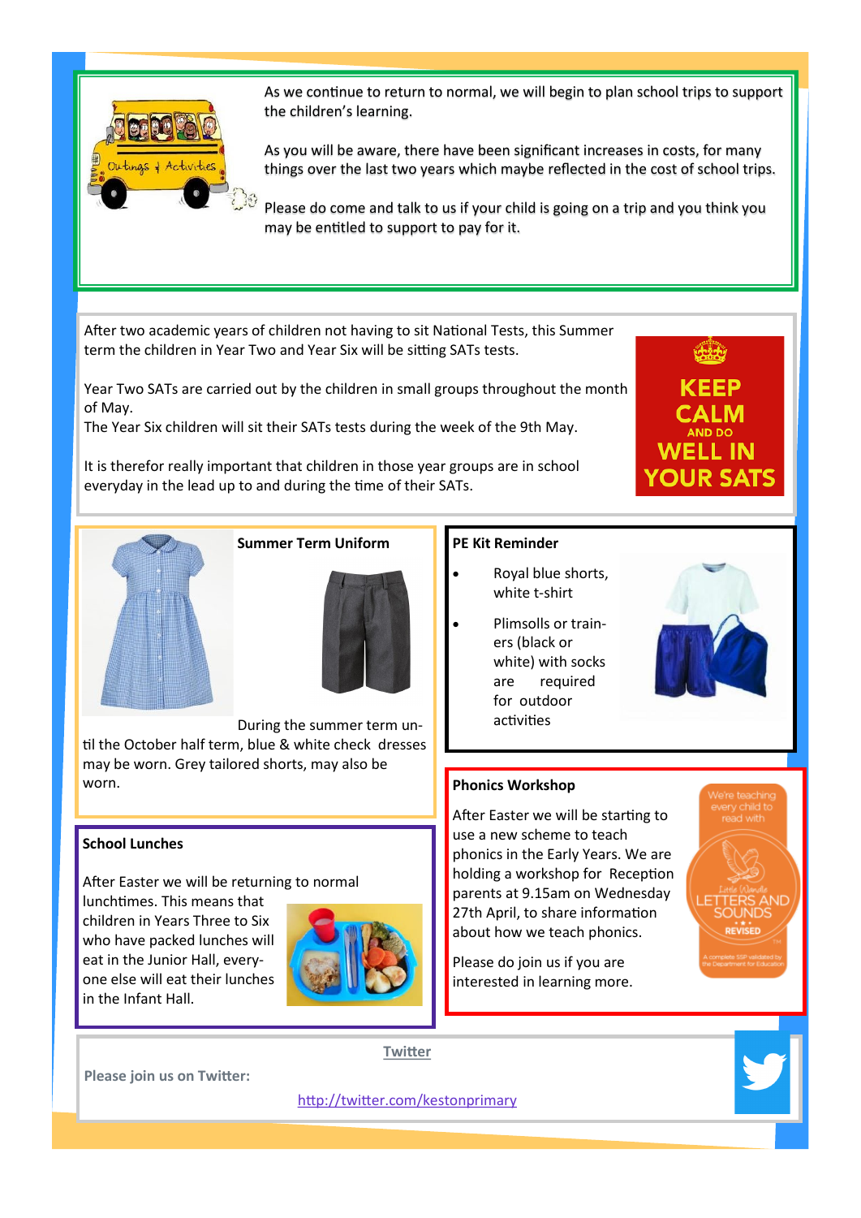As we continue to return to normal, we will begin to plan school trips to support the children's learning.

As you will be aware, there have been significant increases in costs, for many things over the last two years which maybe reflected in the cost of school trips.

Please do come and talk to us if your child is going on a trip and you think you may be entitled to support to pay for it.

After two academic years of children not having to sit National Tests, this Summer term the children in Year Two and Year Six will be sitting SATs tests.

Year Two SATs are carried out by the children in small groups throughout the month of May.
The Year Six children will sit their SATs tests during the week of the 9th May.

It is therefor really important that children in those year groups are in school everyday in the lead up to and during the time of their SATs.

KEEP CALM AND DO WELL IN YOUR SATS

**Summer Term Uniform**

During the summer term until the October half term, blue & white check dresses may be worn. Grey tailored shorts, may also be worn.

**PE Kit Reminder**

- Royal blue shorts, white t-shirt
- Plimsolls or trainers (black or white) with socks are required for outdoor activities

**School Lunches**

After Easter we will be returning to normal lunchtimes. This means that children in Years Three to Six who have packed lunches will eat in the Junior Hall, everyone else will eat their lunches in the Infant Hall.

**Phonics Workshop**

After Easter we will be starting to use a new scheme to teach phonics in the Early Years. We are holding a workshop for Reception parents at 9.15am on Wednesday 27th April, to share information about how we teach phonics.

Please do join us if you are interested in learning more.

**Twitter**

**Please join us on Twitter:**

http://twitter.com/kestonprimary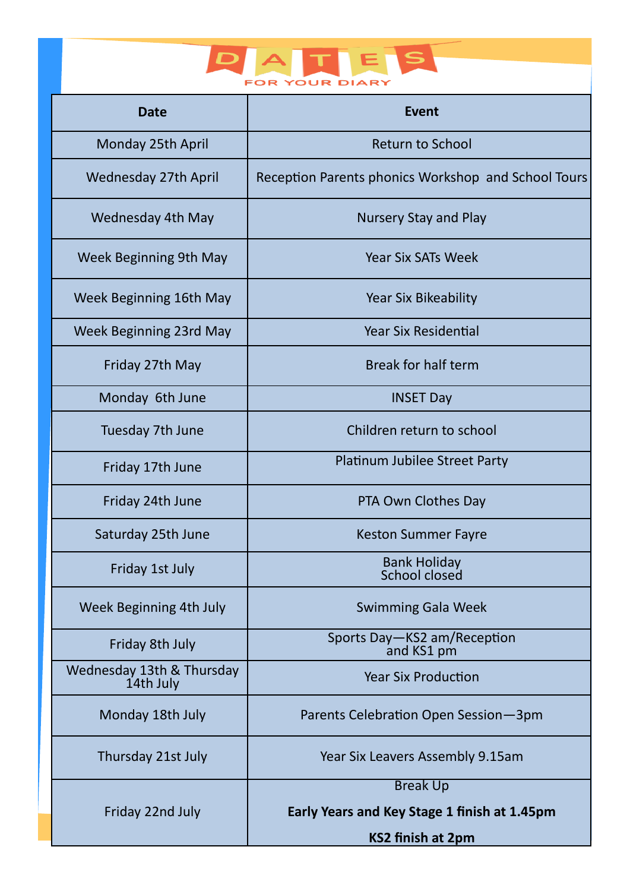# DATES

FOR YOUR DIARY

| Date | Event |
| --- | --- |
| Monday 25th April | Return to School |
| Wednesday 27th April | Reception Parents phonics Workshop and School Tours |
| Wednesday 4th May | Nursery Stay and Play |
| Week Beginning 9th May | Year Six SATs Week |
| Week Beginning 16th May | Year Six Bikeability |
| Week Beginning 23rd May | Year Six Residential |
| Friday 27th May | Break for half term |
| Monday 6th June | INSET Day |
| Tuesday 7th June | Children return to school |
| Friday 17th June | Platinum Jubilee Street Party |
| Friday 24th June | PTA Own Clothes Day |
| Saturday 25th June | Keston Summer Fayre |
| Friday 1st July | Bank Holiday<br>School closed |
| Week Beginning 4th July | Swimming Gala Week |
| Friday 8th July | Sports Day—KS2 am/Reception and KS1 pm |
| Wednesday 13th & Thursday 14th July | Year Six Production |
| Monday 18th July | Parents Celebration Open Session—3pm |
| Thursday 21st July | Year Six Leavers Assembly 9.15am |
| Friday 22nd July | Break Up<br>**Early Years and Key Stage 1 finish at 1.45pm**<br>**KS2 finish at 2pm** |